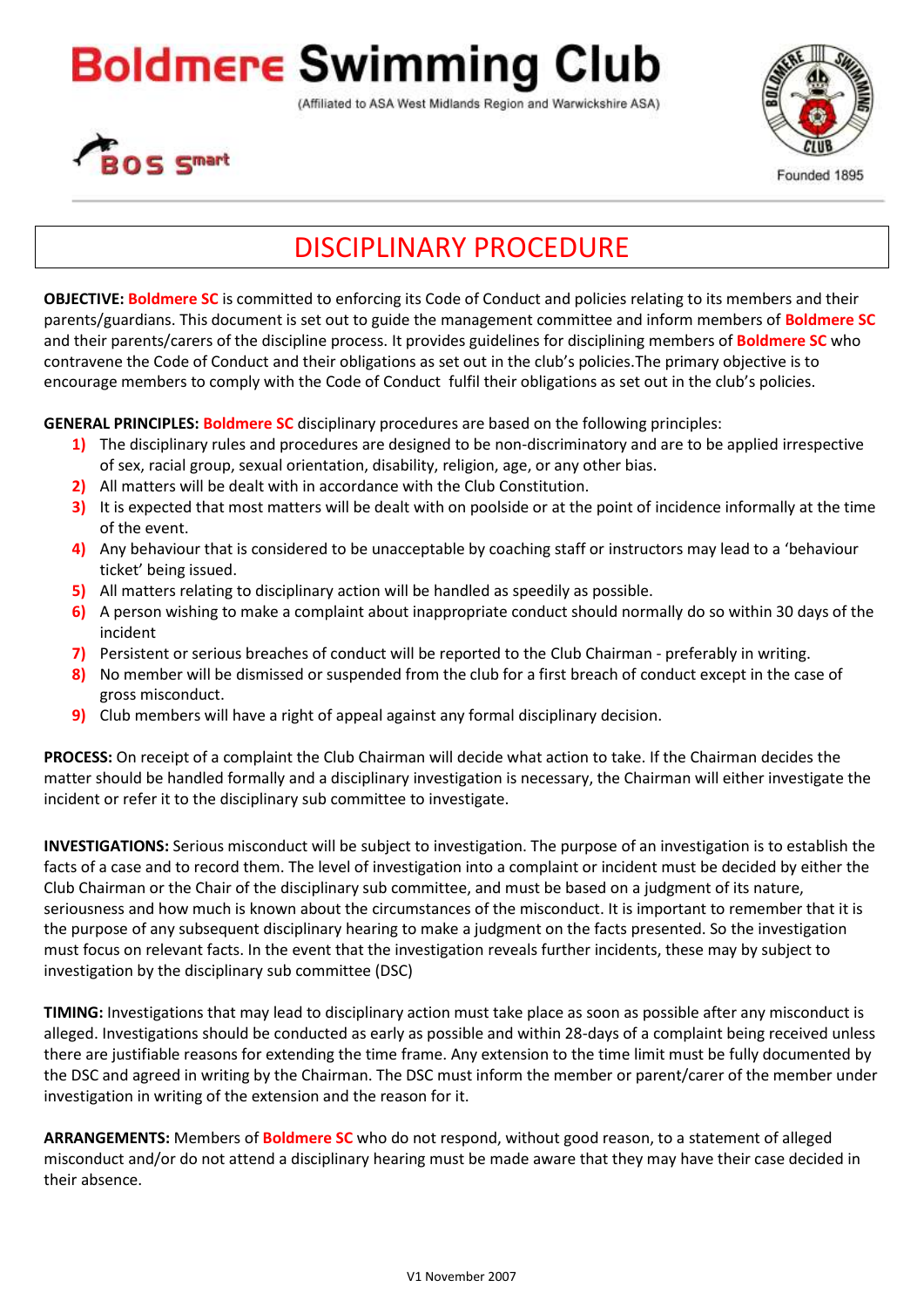# Boldmere Swimming Club

(Affiliated to ASA West Midlands Region and Warwickshire ASA)

BOS Smart

Founded 1895

## DISCIPLINARY PROCEDURE

**OBJECTIVE: Boldmere SC** is committed to enforcing its Code of Conduct and policies relating to its members and their parents/guardians. This document is set out to guide the management committee and inform members of **Boldmere SC** and their parents/carers of the discipline process. It provides guidelines for disciplining members of **Boldmere SC** who contravene the Code of Conduct and their obligations as set out in the club's policies.The primary objective is to encourage members to comply with the Code of Conduct fulfil their obligations as set out in the club's policies.

**GENERAL PRINCIPLES: Boldmere SC** disciplinary procedures are based on the following principles:

1) The disciplinary rules and procedures are designed to be non-discriminatory and are to be applied irrespective of sex, racial group, sexual orientation, disability, religion, age, or any other bias.
2) All matters will be dealt with in accordance with the Club Constitution.
3) It is expected that most matters will be dealt with on poolside or at the point of incidence informally at the time of the event.
4) Any behaviour that is considered to be unacceptable by coaching staff or instructors may lead to a 'behaviour ticket' being issued.
5) All matters relating to disciplinary action will be handled as speedily as possible.
6) A person wishing to make a complaint about inappropriate conduct should normally do so within 30 days of the incident
7) Persistent or serious breaches of conduct will be reported to the Club Chairman - preferably in writing.
8) No member will be dismissed or suspended from the club for a first breach of conduct except in the case of gross misconduct.
9) Club members will have a right of appeal against any formal disciplinary decision.

**PROCESS:** On receipt of a complaint the Club Chairman will decide what action to take. If the Chairman decides the matter should be handled formally and a disciplinary investigation is necessary, the Chairman will either investigate the incident or refer it to the disciplinary sub committee to investigate.

**INVESTIGATIONS:** Serious misconduct will be subject to investigation. The purpose of an investigation is to establish the facts of a case and to record them. The level of investigation into a complaint or incident must be decided by either the Club Chairman or the Chair of the disciplinary sub committee, and must be based on a judgment of its nature, seriousness and how much is known about the circumstances of the misconduct. It is important to remember that it is the purpose of any subsequent disciplinary hearing to make a judgment on the facts presented. So the investigation must focus on relevant facts. In the event that the investigation reveals further incidents, these may by subject to investigation by the disciplinary sub committee (DSC)

**TIMING:** Investigations that may lead to disciplinary action must take place as soon as possible after any misconduct is alleged. Investigations should be conducted as early as possible and within 28-days of a complaint being received unless there are justifiable reasons for extending the time frame. Any extension to the time limit must be fully documented by the DSC and agreed in writing by the Chairman. The DSC must inform the member or parent/carer of the member under investigation in writing of the extension and the reason for it.

**ARRANGEMENTS:** Members of **Boldmere SC** who do not respond, without good reason, to a statement of alleged misconduct and/or do not attend a disciplinary hearing must be made aware that they may have their case decided in their absence.

V1 November 2007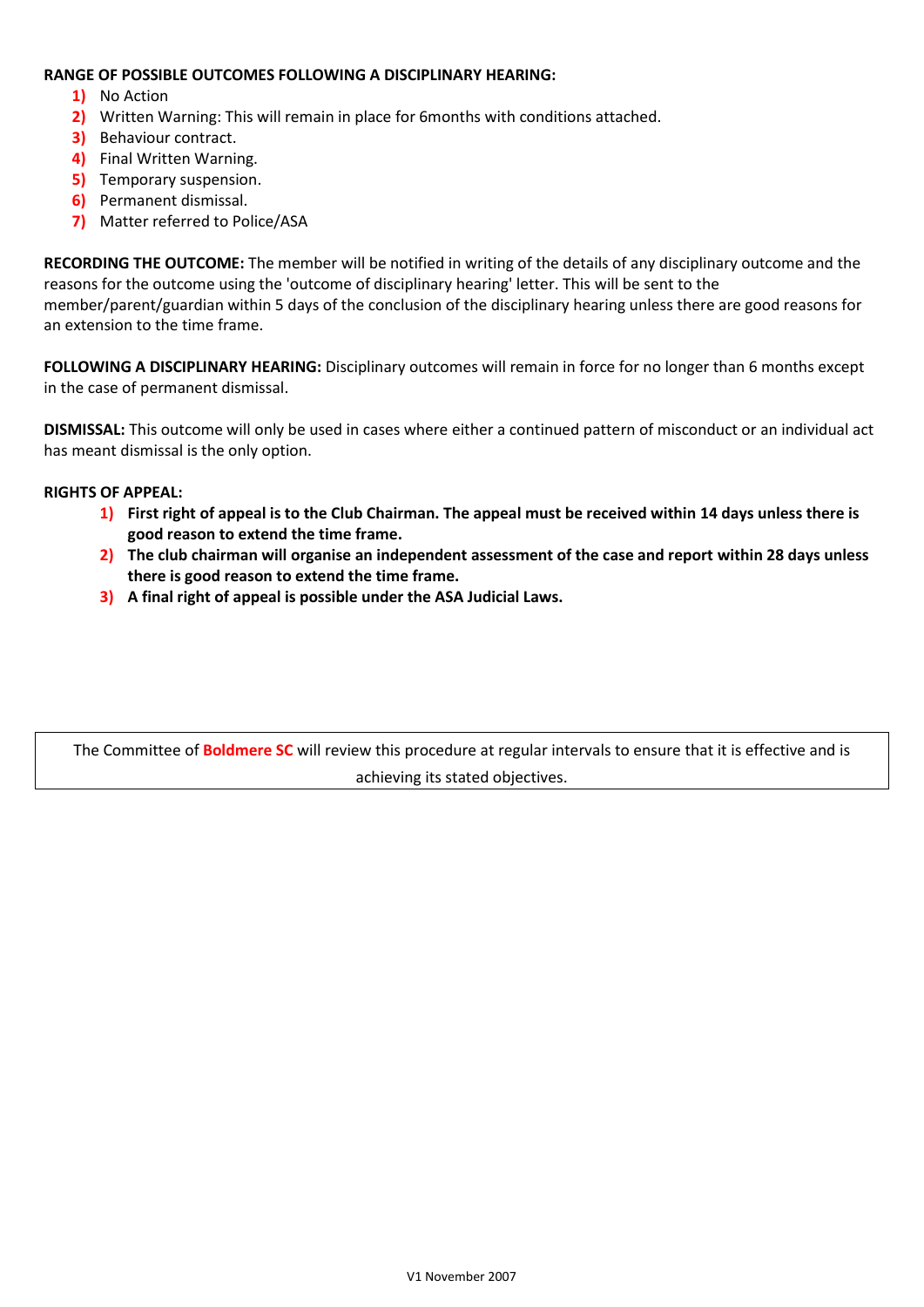**RANGE OF POSSIBLE OUTCOMES FOLLOWING A DISCIPLINARY HEARING:**

1) No Action
2) Written Warning: This will remain in place for 6months with conditions attached.
3) Behaviour contract.
4) Final Written Warning.
5) Temporary suspension.
6) Permanent dismissal.
7) Matter referred to Police/ASA

**RECORDING THE OUTCOME:** The member will be notified in writing of the details of any disciplinary outcome and the reasons for the outcome using the 'outcome of disciplinary hearing' letter. This will be sent to the member/parent/guardian within 5 days of the conclusion of the disciplinary hearing unless there are good reasons for an extension to the time frame.

**FOLLOWING A DISCIPLINARY HEARING:** Disciplinary outcomes will remain in force for no longer than 6 months except in the case of permanent dismissal.

**DISMISSAL:** This outcome will only be used in cases where either a continued pattern of misconduct or an individual act has meant dismissal is the only option.

**RIGHTS OF APPEAL:**

1) **First right of appeal is to the Club Chairman. The appeal must be received within 14 days unless there is good reason to extend the time frame.**
2) **The club chairman will organise an independent assessment of the case and report within 28 days unless there is good reason to extend the time frame.**
3) **A final right of appeal is possible under the ASA Judicial Laws.**

The Committee of **Boldmere SC** will review this procedure at regular intervals to ensure that it is effective and is achieving its stated objectives.

V1 November 2007